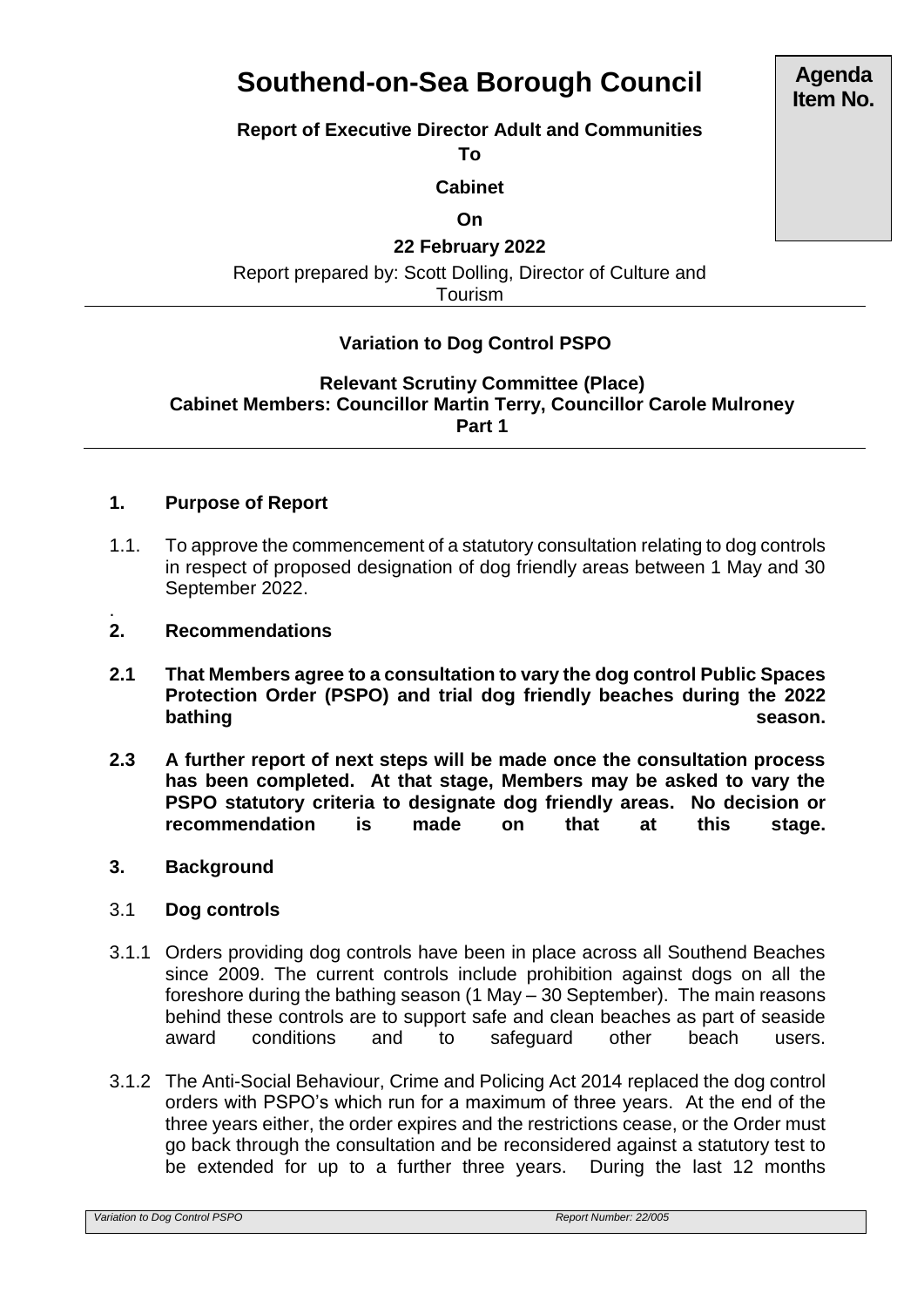# Southend-on-Sea Borough Council

**Agenda Item No.**

**Report of Executive Director Adult and Communities**

**To**

**Cabinet**

**On**

**22 February 2022**

Report prepared by: Scott Dolling, Director of Culture and Tourism

---

**Variation to Dog Control PSPO**

**Relevant Scrutiny Committee (Place)**
**Cabinet Members: Councillor Martin Terry, Councillor Carole Mulroney**
**Part 1**

---

## 1. Purpose of Report

1.1. To approve the commencement of a statutory consultation relating to dog controls in respect of proposed designation of dog friendly areas between 1 May and 30 September 2022.

.

## 2. Recommendations

**2.1 That Members agree to a consultation to vary the dog control Public Spaces Protection Order (PSPO) and trial dog friendly beaches during the 2022 bathing season.**

**2.3 A further report of next steps will be made once the consultation process has been completed. At that stage, Members may be asked to vary the PSPO statutory criteria to designate dog friendly areas. No decision or recommendation is made on that at this stage.**

## 3. Background

### 3.1 Dog controls

3.1.1 Orders providing dog controls have been in place across all Southend Beaches since 2009. The current controls include prohibition against dogs on all the foreshore during the bathing season (1 May – 30 September). The main reasons behind these controls are to support safe and clean beaches as part of seaside award conditions and to safeguard other beach users.

3.1.2 The Anti-Social Behaviour, Crime and Policing Act 2014 replaced the dog control orders with PSPO's which run for a maximum of three years. At the end of the three years either, the order expires and the restrictions cease, or the Order must go back through the consultation and be reconsidered against a statutory test to be extended for up to a further three years. During the last 12 months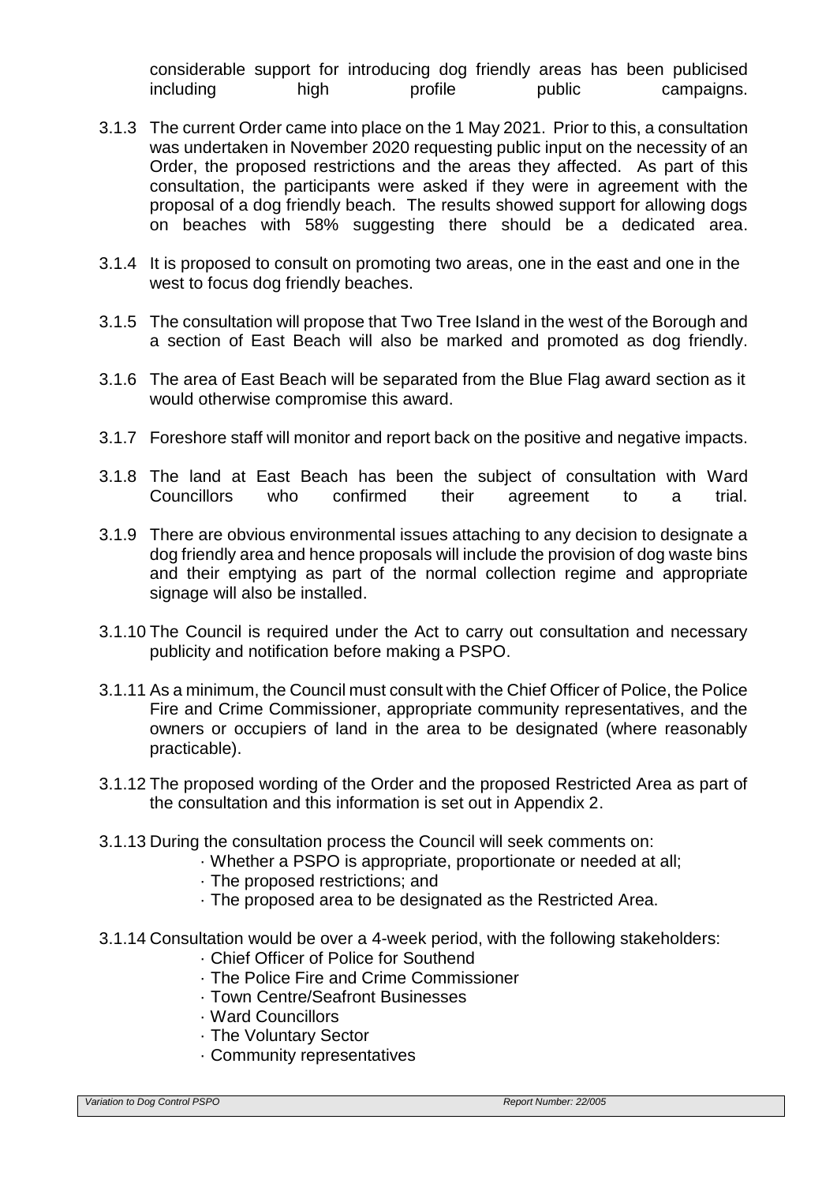considerable support for introducing dog friendly areas has been publicised including high profile public campaigns.

3.1.3 The current Order came into place on the 1 May 2021. Prior to this, a consultation was undertaken in November 2020 requesting public input on the necessity of an Order, the proposed restrictions and the areas they affected. As part of this consultation, the participants were asked if they were in agreement with the proposal of a dog friendly beach. The results showed support for allowing dogs on beaches with 58% suggesting there should be a dedicated area.

3.1.4 It is proposed to consult on promoting two areas, one in the east and one in the west to focus dog friendly beaches.

3.1.5 The consultation will propose that Two Tree Island in the west of the Borough and a section of East Beach will also be marked and promoted as dog friendly.

3.1.6 The area of East Beach will be separated from the Blue Flag award section as it would otherwise compromise this award.

3.1.7 Foreshore staff will monitor and report back on the positive and negative impacts.

3.1.8 The land at East Beach has been the subject of consultation with Ward Councillors who confirmed their agreement to a trial.

3.1.9 There are obvious environmental issues attaching to any decision to designate a dog friendly area and hence proposals will include the provision of dog waste bins and their emptying as part of the normal collection regime and appropriate signage will also be installed.

3.1.10 The Council is required under the Act to carry out consultation and necessary publicity and notification before making a PSPO.

3.1.11 As a minimum, the Council must consult with the Chief Officer of Police, the Police Fire and Crime Commissioner, appropriate community representatives, and the owners or occupiers of land in the area to be designated (where reasonably practicable).

3.1.12 The proposed wording of the Order and the proposed Restricted Area as part of the consultation and this information is set out in Appendix 2.

3.1.13 During the consultation process the Council will seek comments on:

- Whether a PSPO is appropriate, proportionate or needed at all;
- The proposed restrictions; and
- The proposed area to be designated as the Restricted Area.

3.1.14 Consultation would be over a 4-week period, with the following stakeholders:

- Chief Officer of Police for Southend
- The Police Fire and Crime Commissioner
- Town Centre/Seafront Businesses
- Ward Councillors
- The Voluntary Sector
- Community representatives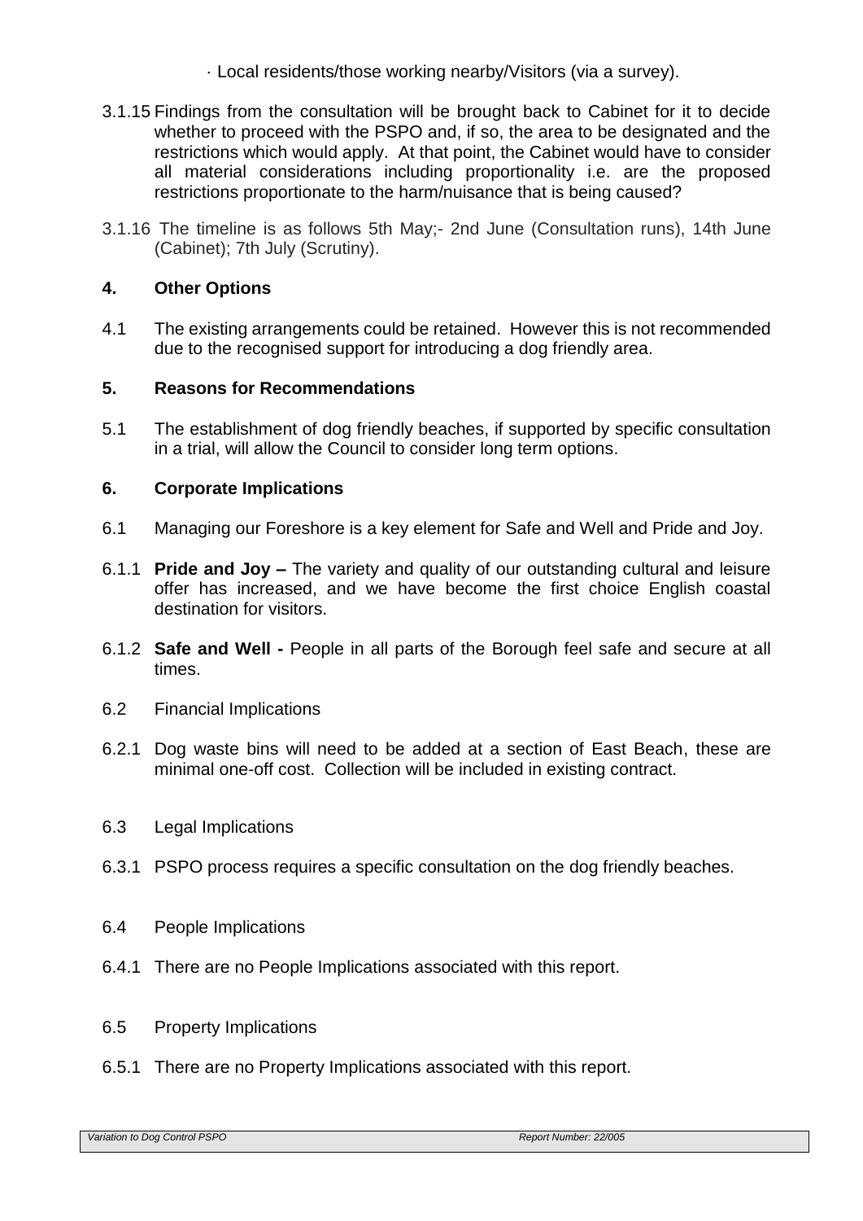· Local residents/those working nearby/Visitors (via a survey).

3.1.15 Findings from the consultation will be brought back to Cabinet for it to decide whether to proceed with the PSPO and, if so, the area to be designated and the restrictions which would apply. At that point, the Cabinet would have to consider all material considerations including proportionality i.e. are the proposed restrictions proportionate to the harm/nuisance that is being caused?

3.1.16 The timeline is as follows 5th May;- 2nd June (Consultation runs), 14th June (Cabinet); 7th July (Scrutiny).

## 4. Other Options

4.1 The existing arrangements could be retained. However this is not recommended due to the recognised support for introducing a dog friendly area.

## 5. Reasons for Recommendations

5.1 The establishment of dog friendly beaches, if supported by specific consultation in a trial, will allow the Council to consider long term options.

## 6. Corporate Implications

6.1 Managing our Foreshore is a key element for Safe and Well and Pride and Joy.

6.1.1 **Pride and Joy –** The variety and quality of our outstanding cultural and leisure offer has increased, and we have become the first choice English coastal destination for visitors.

6.1.2 **Safe and Well -** People in all parts of the Borough feel safe and secure at all times.

6.2 Financial Implications

6.2.1 Dog waste bins will need to be added at a section of East Beach, these are minimal one-off cost. Collection will be included in existing contract.

6.3 Legal Implications

6.3.1 PSPO process requires a specific consultation on the dog friendly beaches.

6.4 People Implications

6.4.1 There are no People Implications associated with this report.

6.5 Property Implications

6.5.1 There are no Property Implications associated with this report.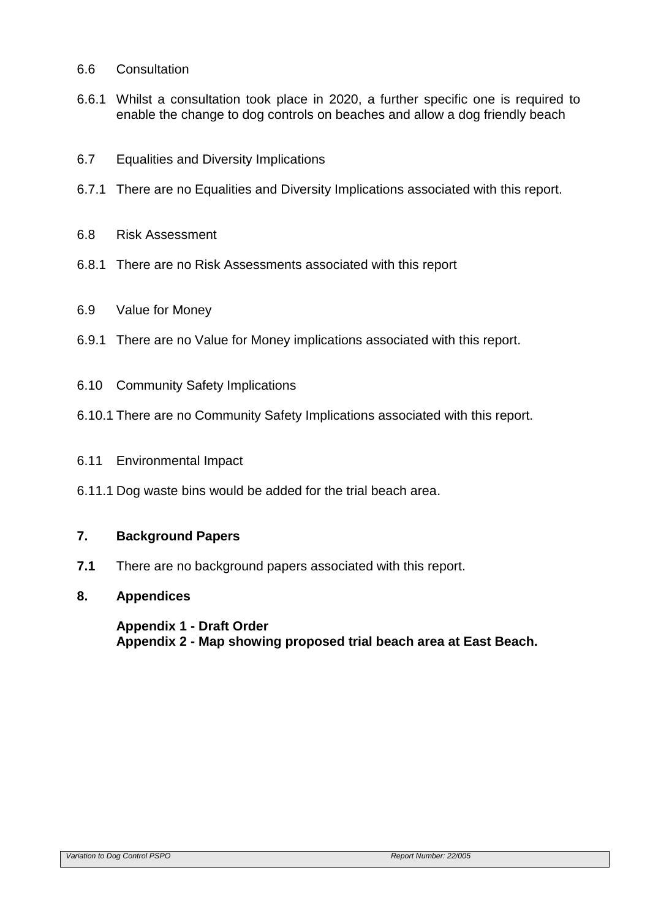6.6 Consultation

6.6.1 Whilst a consultation took place in 2020, a further specific one is required to enable the change to dog controls on beaches and allow a dog friendly beach

6.7 Equalities and Diversity Implications

6.7.1 There are no Equalities and Diversity Implications associated with this report.

6.8 Risk Assessment

6.8.1 There are no Risk Assessments associated with this report

6.9 Value for Money

6.9.1 There are no Value for Money implications associated with this report.

6.10 Community Safety Implications

6.10.1 There are no Community Safety Implications associated with this report.

6.11 Environmental Impact

6.11.1 Dog waste bins would be added for the trial beach area.

## 7. Background Papers

**7.1** There are no background papers associated with this report.

## 8. Appendices

**Appendix 1 - Draft Order**
**Appendix 2 - Map showing proposed trial beach area at East Beach.**